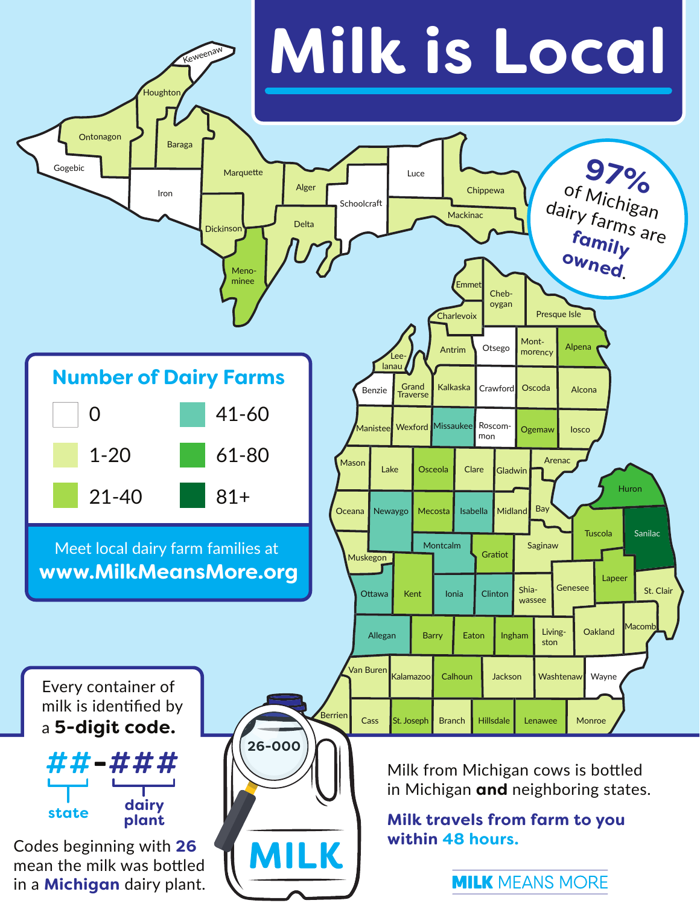# Milk is Local

**97%** of Michigan dairy farms are **family owned.**

## Number of Dairy Farms

- 0
- 1-20
- 21-40
- 41-60
- 61-80
- 81+

Meet local dairy farm families at
**www.MilkMeansMore.org**

Every container of milk is identified by a **5-digit code.**

**##-###**

state — dairy plant

Codes beginning with **26** mean the milk was bottled in a **Michigan** dairy plant.

26-000

MILK

Milk from Michigan cows is bottled in Michigan **and** neighboring states.

**Milk travels from farm to you within 48 hours.**

**MILK** MEANS MORE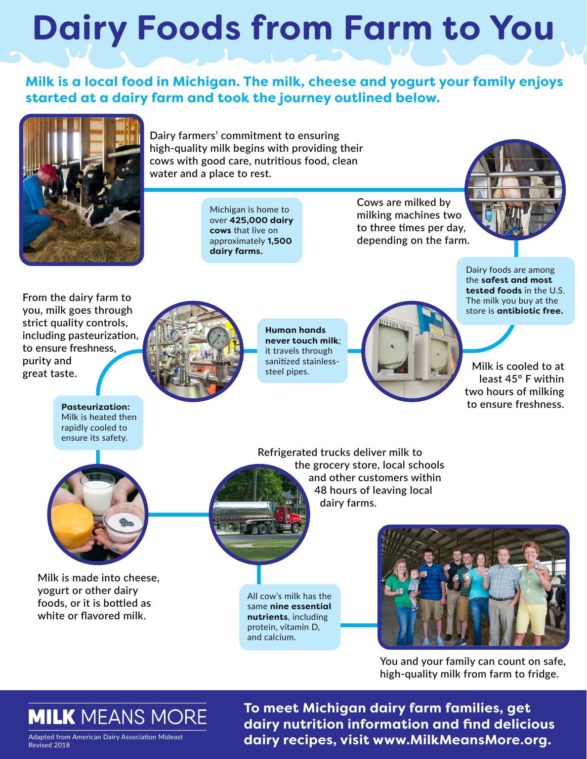# Dairy Foods from Farm to You

**Milk is a local food in Michigan. The milk, cheese and yogurt your family enjoys started at a dairy farm and took the journey outlined below.**

Dairy farmers' commitment to ensuring high-quality milk begins with providing their cows with good care, nutritious food, clean water and a place to rest.

Michigan is home to over **425,000 dairy cows** that live on approximately **1,500 dairy farms.**

Cows are milked by milking machines two to three times per day, depending on the farm.

Dairy foods are among the **safest and most tested foods** in the U.S. The milk you buy at the store is **antibiotic free.**

Milk is cooled to at least 45° F within two hours of milking to ensure freshness.

**Human hands never touch milk**; it travels through sanitized stainless-steel pipes.

From the dairy farm to you, milk goes through strict quality controls, including pasteurization, to ensure freshness, purity and great taste.

**Pasteurization:** Milk is heated then rapidly cooled to ensure its safety.

Refrigerated trucks deliver milk to the grocery store, local schools and other customers within 48 hours of leaving local dairy farms.

Milk is made into cheese, yogurt or other dairy foods, or it is bottled as white or flavored milk.

All cow's milk has the same **nine essential nutrients**, including protein, vitamin D, and calcium.

You and your family can count on safe, high-quality milk from farm to fridge.

**MILK** MEANS MORE

Adapted from American Dairy Association Mideast
Revised 2018

**To meet Michigan dairy farm families, get dairy nutrition information and find delicious dairy recipes, visit www.MilkMeansMore.org.**